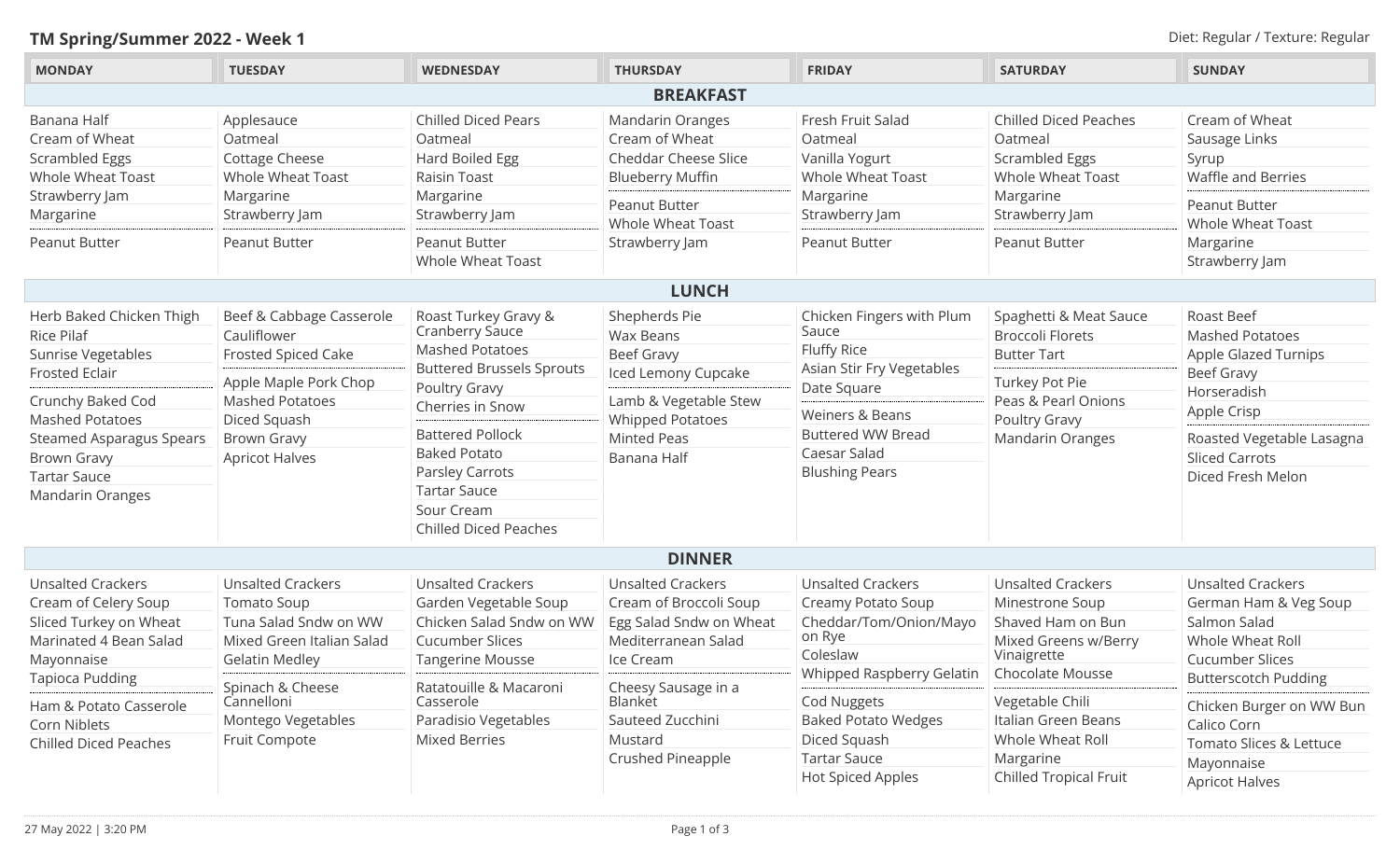## TM Spring/Summer 2022 - Week 1

Diet: Regular / Texture: Regular

| MONDAY | TUESDAY | WEDNESDAY | THURSDAY | FRIDAY | SATURDAY | SUNDAY |
|---|---|---|---|---|---|---|
| **BREAKFAST** | | | | | | |
| Banana Half<br>Cream of Wheat<br>Scrambled Eggs<br>Whole Wheat Toast<br>Strawberry Jam<br>Margarine | Applesauce<br>Oatmeal<br>Cottage Cheese<br>Whole Wheat Toast<br>Margarine<br>Strawberry Jam | Chilled Diced Pears<br>Oatmeal<br>Hard Boiled Egg<br>Raisin Toast<br>Margarine<br>Strawberry Jam | Mandarin Oranges<br>Cream of Wheat<br>Cheddar Cheese Slice<br>Blueberry Muffin | Fresh Fruit Salad<br>Oatmeal<br>Vanilla Yogurt<br>Whole Wheat Toast<br>Margarine<br>Strawberry Jam | Chilled Diced Peaches<br>Oatmeal<br>Scrambled Eggs<br>Whole Wheat Toast<br>Margarine<br>Strawberry Jam | Cream of Wheat<br>Sausage Links<br>Syrup<br>Waffle and Berries |
| Peanut Butter | Peanut Butter | Peanut Butter<br>Whole Wheat Toast | Peanut Butter<br>Whole Wheat Toast<br>Strawberry Jam | Peanut Butter | Peanut Butter | Peanut Butter<br>Whole Wheat Toast<br>Margarine<br>Strawberry Jam |
| **LUNCH** | | | | | | |
| Herb Baked Chicken Thigh<br>Rice Pilaf<br>Sunrise Vegetables<br>Frosted Eclair | Beef & Cabbage Casserole<br>Cauliflower<br>Frosted Spiced Cake | Roast Turkey Gravy & Cranberry Sauce<br>Mashed Potatoes<br>Buttered Brussels Sprouts<br>Poultry Gravy<br>Cherries in Snow | Shepherds Pie<br>Wax Beans<br>Beef Gravy<br>Iced Lemony Cupcake | Chicken Fingers with Plum Sauce<br>Fluffy Rice<br>Asian Stir Fry Vegetables<br>Date Square | Spaghetti & Meat Sauce<br>Broccoli Florets<br>Butter Tart | Roast Beef<br>Mashed Potatoes<br>Apple Glazed Turnips<br>Beef Gravy<br>Horseradish<br>Apple Crisp |
| Crunchy Baked Cod<br>Mashed Potatoes<br>Steamed Asparagus Spears<br>Brown Gravy<br>Tartar Sauce<br>Mandarin Oranges | Apple Maple Pork Chop<br>Mashed Potatoes<br>Diced Squash<br>Brown Gravy<br>Apricot Halves | Battered Pollock<br>Baked Potato<br>Parsley Carrots<br>Tartar Sauce<br>Sour Cream<br>Chilled Diced Peaches | Lamb & Vegetable Stew<br>Whipped Potatoes<br>Minted Peas<br>Banana Half | Weiners & Beans<br>Buttered WW Bread<br>Caesar Salad<br>Blushing Pears | Turkey Pot Pie<br>Peas & Pearl Onions<br>Poultry Gravy<br>Mandarin Oranges | Roasted Vegetable Lasagna<br>Sliced Carrots<br>Diced Fresh Melon |
| **DINNER** | | | | | | |
| Unsalted Crackers<br>Cream of Celery Soup<br>Sliced Turkey on Wheat<br>Marinated 4 Bean Salad<br>Mayonnaise<br>Tapioca Pudding | Unsalted Crackers<br>Tomato Soup<br>Tuna Salad Sndw on WW<br>Mixed Green Italian Salad<br>Gelatin Medley | Unsalted Crackers<br>Garden Vegetable Soup<br>Chicken Salad Sndw on WW<br>Cucumber Slices<br>Tangerine Mousse | Unsalted Crackers<br>Cream of Broccoli Soup<br>Egg Salad Sndw on Wheat<br>Mediterranean Salad<br>Ice Cream | Unsalted Crackers<br>Creamy Potato Soup<br>Cheddar/Tom/Onion/Mayo on Rye<br>Coleslaw<br>Whipped Raspberry Gelatin | Unsalted Crackers<br>Minestrone Soup<br>Shaved Ham on Bun<br>Mixed Greens w/Berry Vinaigrette<br>Chocolate Mousse | Unsalted Crackers<br>German Ham & Veg Soup<br>Salmon Salad<br>Whole Wheat Roll<br>Cucumber Slices<br>Butterscotch Pudding |
| Ham & Potato Casserole<br>Corn Niblets<br>Chilled Diced Peaches | Spinach & Cheese Cannelloni<br>Montego Vegetables<br>Fruit Compote | Ratatouille & Macaroni Casserole<br>Paradisio Vegetables<br>Mixed Berries | Cheesy Sausage in a Blanket<br>Sauteed Zucchini<br>Mustard<br>Crushed Pineapple | Cod Nuggets<br>Baked Potato Wedges<br>Diced Squash<br>Tartar Sauce<br>Hot Spiced Apples | Vegetable Chili<br>Italian Green Beans<br>Whole Wheat Roll<br>Margarine<br>Chilled Tropical Fruit | Chicken Burger on WW Bun<br>Calico Corn<br>Tomato Slices & Lettuce<br>Mayonnaise<br>Apricot Halves |

27 May 2022 | 3:20 PM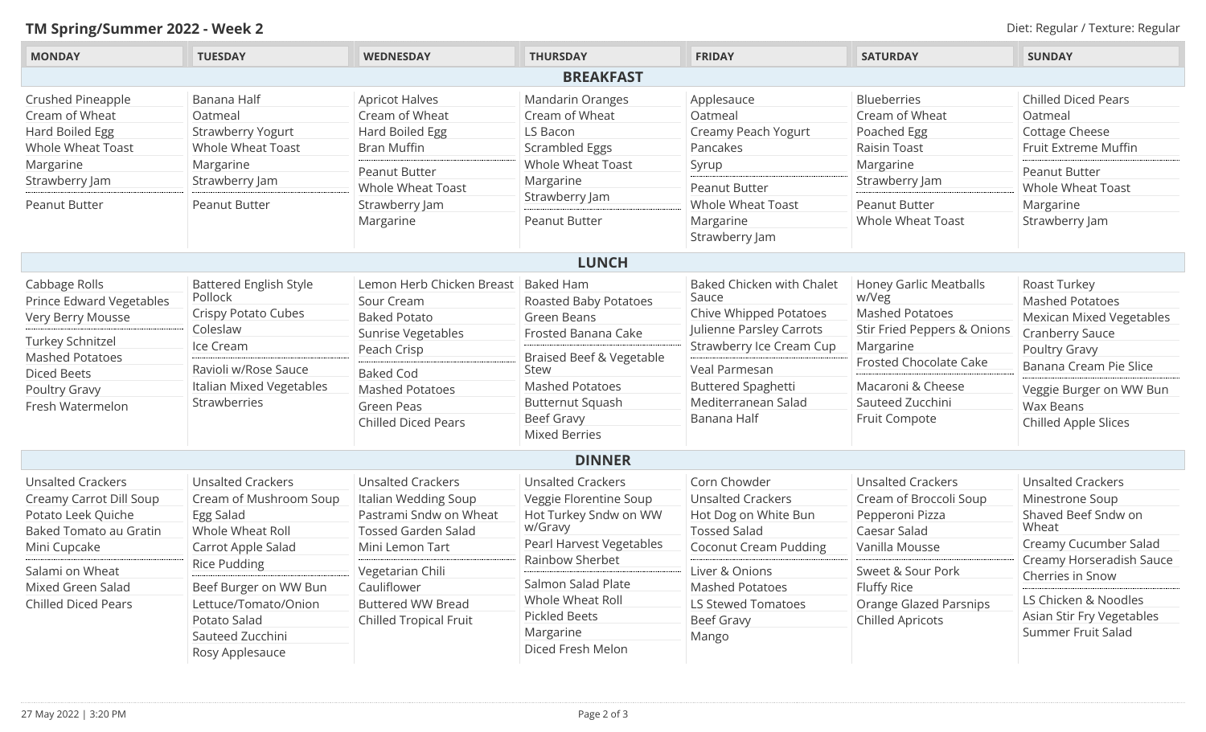# TM Spring/Summer 2022 - Week 2

Diet: Regular / Texture: Regular

| | MONDAY | TUESDAY | WEDNESDAY | THURSDAY | FRIDAY | SATURDAY | SUNDAY |
|---|---|---|---|---|---|---|---|
| **BREAKFAST** | Crushed Pineapple<br>Cream of Wheat<br>Hard Boiled Egg<br>Whole Wheat Toast<br>Margarine<br>Strawberry Jam<br>---<br>Peanut Butter | Banana Half<br>Oatmeal<br>Strawberry Yogurt<br>Whole Wheat Toast<br>Margarine<br>Strawberry Jam<br>---<br>Peanut Butter | Apricot Halves<br>Cream of Wheat<br>Hard Boiled Egg<br>Bran Muffin<br>---<br>Peanut Butter<br>Whole Wheat Toast<br>Strawberry Jam<br>Margarine | Mandarin Oranges<br>Cream of Wheat<br>LS Bacon<br>Scrambled Eggs<br>Whole Wheat Toast<br>Margarine<br>Strawberry Jam<br>---<br>Peanut Butter | Applesauce<br>Oatmeal<br>Creamy Peach Yogurt<br>Pancakes<br>Syrup<br>---<br>Peanut Butter<br>Whole Wheat Toast<br>Margarine<br>Strawberry Jam | Blueberries<br>Cream of Wheat<br>Poached Egg<br>Raisin Toast<br>Margarine<br>Strawberry Jam<br>---<br>Peanut Butter<br>Whole Wheat Toast | Chilled Diced Pears<br>Oatmeal<br>Cottage Cheese<br>Fruit Extreme Muffin<br>---<br>Peanut Butter<br>Whole Wheat Toast<br>Margarine<br>Strawberry Jam |
| **LUNCH** | Cabbage Rolls<br>Prince Edward Vegetables<br>Very Berry Mousse<br>---<br>Turkey Schnitzel<br>Mashed Potatoes<br>Diced Beets<br>Poultry Gravy<br>Fresh Watermelon | Battered English Style Pollock<br>Crispy Potato Cubes<br>Coleslaw<br>Ice Cream<br>---<br>Ravioli w/Rose Sauce<br>Italian Mixed Vegetables<br>Strawberries | Lemon Herb Chicken Breast<br>Sour Cream<br>Baked Potato<br>Sunrise Vegetables<br>Peach Crisp<br>---<br>Baked Cod<br>Mashed Potatoes<br>Green Peas<br>Chilled Diced Pears | Baked Ham<br>Roasted Baby Potatoes<br>Green Beans<br>Frosted Banana Cake<br>---<br>Braised Beef & Vegetable Stew<br>Mashed Potatoes<br>Butternut Squash<br>Beef Gravy<br>Mixed Berries | Baked Chicken with Chalet Sauce<br>Chive Whipped Potatoes<br>Julienne Parsley Carrots<br>Strawberry Ice Cream Cup<br>---<br>Veal Parmesan<br>Buttered Spaghetti<br>Mediterranean Salad<br>Banana Half | Honey Garlic Meatballs w/Veg<br>Mashed Potatoes<br>Stir Fried Peppers & Onions<br>Margarine<br>Frosted Chocolate Cake<br>---<br>Macaroni & Cheese<br>Sauteed Zucchini<br>Fruit Compote | Roast Turkey<br>Mashed Potatoes<br>Mexican Mixed Vegetables<br>Cranberry Sauce<br>Poultry Gravy<br>Banana Cream Pie Slice<br>---<br>Veggie Burger on WW Bun<br>Wax Beans<br>Chilled Apple Slices |
| **DINNER** | Unsalted Crackers<br>Creamy Carrot Dill Soup<br>Potato Leek Quiche<br>Baked Tomato au Gratin<br>Mini Cupcake<br>---<br>Salami on Wheat<br>Mixed Green Salad<br>Chilled Diced Pears | Unsalted Crackers<br>Cream of Mushroom Soup<br>Egg Salad<br>Whole Wheat Roll<br>Carrot Apple Salad<br>Rice Pudding<br>---<br>Beef Burger on WW Bun<br>Lettuce/Tomato/Onion<br>Potato Salad<br>Sauteed Zucchini<br>Rosy Applesauce | Unsalted Crackers<br>Italian Wedding Soup<br>Pastrami Sndw on Wheat<br>Tossed Garden Salad<br>Mini Lemon Tart<br>---<br>Vegetarian Chili<br>Cauliflower<br>Buttered WW Bread<br>Chilled Tropical Fruit | Unsalted Crackers<br>Veggie Florentine Soup<br>Hot Turkey Sndw on WW w/Gravy<br>Pearl Harvest Vegetables<br>Rainbow Sherbet<br>---<br>Salmon Salad Plate<br>Whole Wheat Roll<br>Pickled Beets<br>Margarine<br>Diced Fresh Melon | Corn Chowder<br>Unsalted Crackers<br>Hot Dog on White Bun<br>Tossed Salad<br>Coconut Cream Pudding<br>---<br>Liver & Onions<br>Mashed Potatoes<br>LS Stewed Tomatoes<br>Beef Gravy<br>Mango | Unsalted Crackers<br>Cream of Broccoli Soup<br>Pepperoni Pizza<br>Caesar Salad<br>Vanilla Mousse<br>---<br>Sweet & Sour Pork<br>Fluffy Rice<br>Orange Glazed Parsnips<br>Chilled Apricots | Unsalted Crackers<br>Minestrone Soup<br>Shaved Beef Sndw on Wheat<br>Creamy Cucumber Salad<br>Creamy Horseradish Sauce<br>Cherries in Snow<br>---<br>LS Chicken & Noodles<br>Asian Stir Fry Vegetables<br>Summer Fruit Salad |

27 May 2022 | 3:20 PM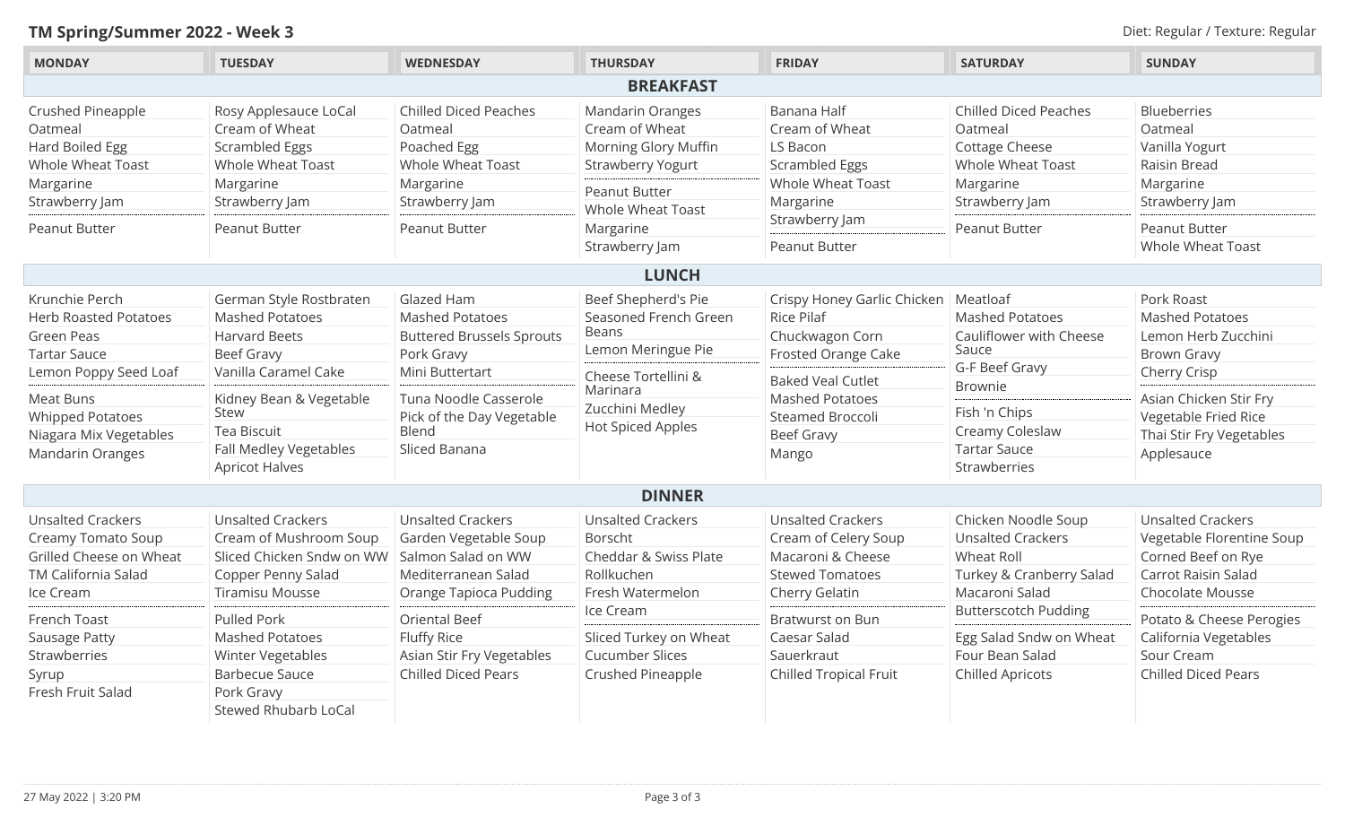**TM Spring/Summer 2022 - Week 3**

Diet: Regular / Texture: Regular

| MONDAY | TUESDAY | WEDNESDAY | THURSDAY | FRIDAY | SATURDAY | SUNDAY |
|---|---|---|---|---|---|---|
| **BREAKFAST** | | | | | | |
| Crushed Pineapple<br>Oatmeal<br>Hard Boiled Egg<br>Whole Wheat Toast<br>Margarine<br>Strawberry Jam<br>Peanut Butter | Rosy Applesauce LoCal<br>Cream of Wheat<br>Scrambled Eggs<br>Whole Wheat Toast<br>Margarine<br>Strawberry Jam<br>Peanut Butter | Chilled Diced Peaches<br>Oatmeal<br>Poached Egg<br>Whole Wheat Toast<br>Margarine<br>Strawberry Jam<br>Peanut Butter | Mandarin Oranges<br>Cream of Wheat<br>Morning Glory Muffin<br>Strawberry Yogurt<br>Peanut Butter<br>Whole Wheat Toast<br>Margarine<br>Strawberry Jam | Banana Half<br>Cream of Wheat<br>LS Bacon<br>Scrambled Eggs<br>Whole Wheat Toast<br>Margarine<br>Strawberry Jam<br>Peanut Butter | Chilled Diced Peaches<br>Oatmeal<br>Cottage Cheese<br>Whole Wheat Toast<br>Margarine<br>Strawberry Jam<br>Peanut Butter | Blueberries<br>Oatmeal<br>Vanilla Yogurt<br>Raisin Bread<br>Margarine<br>Strawberry Jam<br>Peanut Butter<br>Whole Wheat Toast |
| **LUNCH** | | | | | | |
| Krunchie Perch<br>Herb Roasted Potatoes<br>Green Peas<br>Tartar Sauce<br>Lemon Poppy Seed Loaf<br>Meat Buns<br>Whipped Potatoes<br>Niagara Mix Vegetables<br>Mandarin Oranges | German Style Rostbraten<br>Mashed Potatoes<br>Harvard Beets<br>Beef Gravy<br>Vanilla Caramel Cake<br>Kidney Bean & Vegetable Stew<br>Tea Biscuit<br>Fall Medley Vegetables<br>Apricot Halves | Glazed Ham<br>Mashed Potatoes<br>Buttered Brussels Sprouts<br>Pork Gravy<br>Mini Buttertart<br>Tuna Noodle Casserole<br>Pick of the Day Vegetable Blend<br>Sliced Banana | Beef Shepherd's Pie<br>Seasoned French Green Beans<br>Lemon Meringue Pie<br>Cheese Tortellini & Marinara<br>Zucchini Medley<br>Hot Spiced Apples | Crispy Honey Garlic Chicken<br>Rice Pilaf<br>Chuckwagon Corn<br>Frosted Orange Cake<br>Baked Veal Cutlet<br>Mashed Potatoes<br>Steamed Broccoli<br>Beef Gravy<br>Mango | Meatloaf<br>Mashed Potatoes<br>Cauliflower with Cheese Sauce<br>G-F Beef Gravy<br>Brownie<br>Fish 'n Chips<br>Creamy Coleslaw<br>Tartar Sauce<br>Strawberries | Pork Roast<br>Mashed Potatoes<br>Lemon Herb Zucchini<br>Brown Gravy<br>Cherry Crisp<br>Asian Chicken Stir Fry<br>Vegetable Fried Rice<br>Thai Stir Fry Vegetables<br>Applesauce |
| **DINNER** | | | | | | |
| Unsalted Crackers<br>Creamy Tomato Soup<br>Grilled Cheese on Wheat<br>TM California Salad<br>Ice Cream<br>French Toast<br>Sausage Patty<br>Strawberries<br>Syrup<br>Fresh Fruit Salad | Unsalted Crackers<br>Cream of Mushroom Soup<br>Sliced Chicken Sndw on WW<br>Copper Penny Salad<br>Tiramisu Mousse<br>Pulled Pork<br>Mashed Potatoes<br>Winter Vegetables<br>Barbecue Sauce<br>Pork Gravy<br>Stewed Rhubarb LoCal | Unsalted Crackers<br>Garden Vegetable Soup<br>Salmon Salad on WW<br>Mediterranean Salad<br>Orange Tapioca Pudding<br>Oriental Beef<br>Fluffy Rice<br>Asian Stir Fry Vegetables<br>Chilled Diced Pears | Unsalted Crackers<br>Borscht<br>Cheddar & Swiss Plate<br>Rollkuchen<br>Fresh Watermelon<br>Ice Cream<br>Sliced Turkey on Wheat<br>Cucumber Slices<br>Crushed Pineapple | Unsalted Crackers<br>Cream of Celery Soup<br>Macaroni & Cheese<br>Stewed Tomatoes<br>Cherry Gelatin<br>Bratwurst on Bun<br>Caesar Salad<br>Sauerkraut<br>Chilled Tropical Fruit | Chicken Noodle Soup<br>Unsalted Crackers<br>Wheat Roll<br>Turkey & Cranberry Salad<br>Macaroni Salad<br>Butterscotch Pudding<br>Egg Salad Sndw on Wheat<br>Four Bean Salad<br>Chilled Apricots | Unsalted Crackers<br>Vegetable Florentine Soup<br>Corned Beef on Rye<br>Carrot Raisin Salad<br>Chocolate Mousse<br>Potato & Cheese Perogies<br>California Vegetables<br>Sour Cream<br>Chilled Diced Pears |

27 May 2022 | 3:20 PM